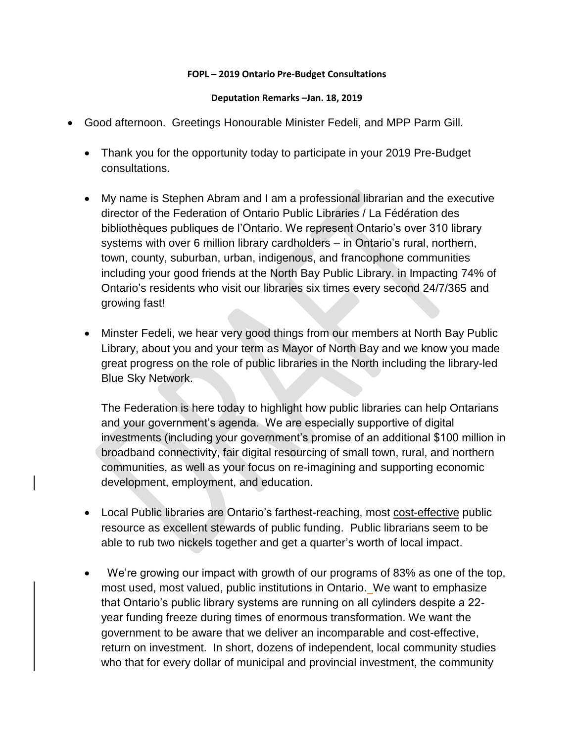**FOPL – 2019 Ontario Pre-Budget Consultations**

**Deputation Remarks –Jan. 18, 2019**

- Good afternoon. Greetings Honourable Minister Fedeli, and MPP Parm Gill.
  - Thank you for the opportunity today to participate in your 2019 Pre-Budget consultations.
  - My name is Stephen Abram and I am a professional librarian and the executive director of the Federation of Ontario Public Libraries / La Fédération des bibliothèques publiques de l'Ontario. We represent Ontario's over 310 library systems with over 6 million library cardholders – in Ontario's rural, northern, town, county, suburban, urban, indigenous, and francophone communities including your good friends at the North Bay Public Library. in Impacting 74% of Ontario's residents who visit our libraries six times every second 24/7/365 and growing fast!
  - Minster Fedeli, we hear very good things from our members at North Bay Public Library, about you and your term as Mayor of North Bay and we know you made great progress on the role of public libraries in the North including the library-led Blue Sky Network.

    The Federation is here today to highlight how public libraries can help Ontarians and your government's agenda. We are especially supportive of digital investments (including your government's promise of an additional $100 million in broadband connectivity, fair digital resourcing of small town, rural, and northern communities, as well as your focus on re-imagining and supporting economic development, employment, and education.
  - Local Public libraries are Ontario's farthest-reaching, most cost-effective public resource as excellent stewards of public funding. Public librarians seem to be able to rub two nickels together and get a quarter's worth of local impact.
  - We're growing our impact with growth of our programs of 83% as one of the top, most used, most valued, public institutions in Ontario. We want to emphasize that Ontario's public library systems are running on all cylinders despite a 22-year funding freeze during times of enormous transformation. We want the government to be aware that we deliver an incomparable and cost-effective, return on investment. In short, dozens of independent, local community studies who that for every dollar of municipal and provincial investment, the community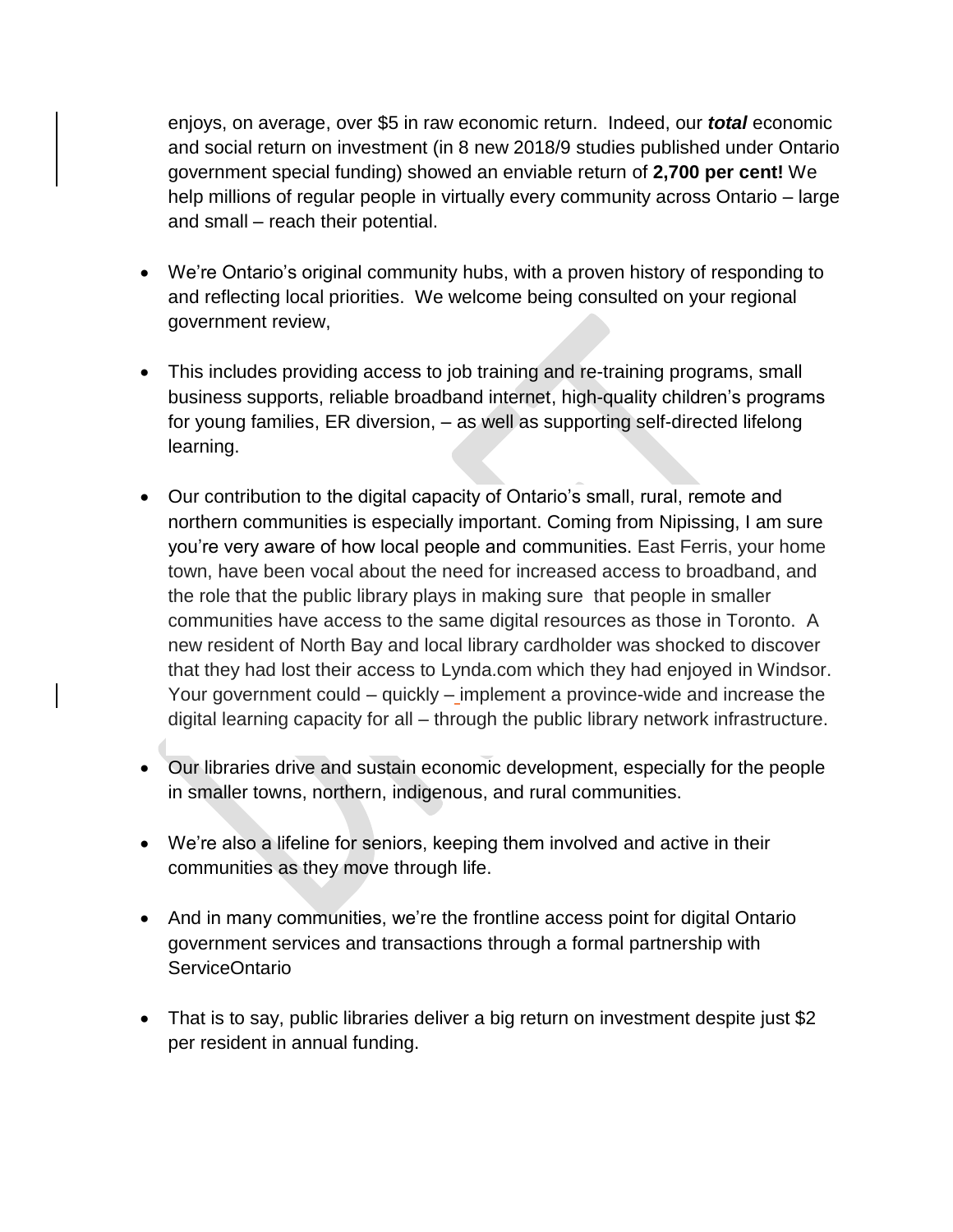enjoys, on average, over $5 in raw economic return. Indeed, our ***total*** economic and social return on investment (in 8 new 2018/9 studies published under Ontario government special funding) showed an enviable return of **2,700 per cent!** We help millions of regular people in virtually every community across Ontario – large and small – reach their potential.

- We're Ontario's original community hubs, with a proven history of responding to and reflecting local priorities. We welcome being consulted on your regional government review,

- This includes providing access to job training and re-training programs, small business supports, reliable broadband internet, high-quality children's programs for young families, ER diversion, – as well as supporting self-directed lifelong learning.

- Our contribution to the digital capacity of Ontario's small, rural, remote and northern communities is especially important. Coming from Nipissing, I am sure you're very aware of how local people and communities. East Ferris, your home town, have been vocal about the need for increased access to broadband, and the role that the public library plays in making sure that people in smaller communities have access to the same digital resources as those in Toronto. A new resident of North Bay and local library cardholder was shocked to discover that they had lost their access to Lynda.com which they had enjoyed in Windsor. Your government could – quickly – implement a province-wide and increase the digital learning capacity for all – through the public library network infrastructure.

- Our libraries drive and sustain economic development, especially for the people in smaller towns, northern, indigenous, and rural communities.

- We're also a lifeline for seniors, keeping them involved and active in their communities as they move through life.

- And in many communities, we're the frontline access point for digital Ontario government services and transactions through a formal partnership with ServiceOntario

- That is to say, public libraries deliver a big return on investment despite just $2 per resident in annual funding.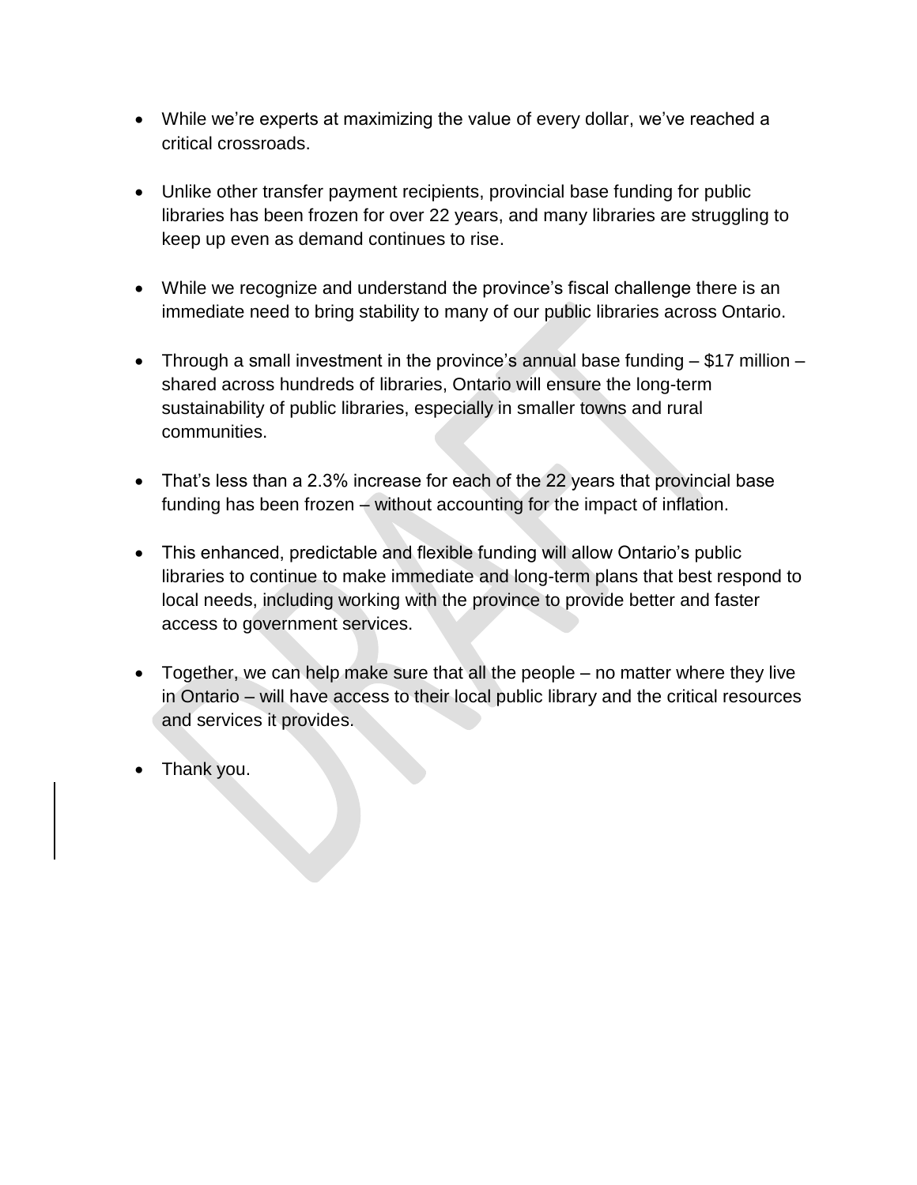- While we're experts at maximizing the value of every dollar, we've reached a critical crossroads.

- Unlike other transfer payment recipients, provincial base funding for public libraries has been frozen for over 22 years, and many libraries are struggling to keep up even as demand continues to rise.

- While we recognize and understand the province's fiscal challenge there is an immediate need to bring stability to many of our public libraries across Ontario.

- Through a small investment in the province's annual base funding – $17 million – shared across hundreds of libraries, Ontario will ensure the long-term sustainability of public libraries, especially in smaller towns and rural communities.

- That's less than a 2.3% increase for each of the 22 years that provincial base funding has been frozen – without accounting for the impact of inflation.

- This enhanced, predictable and flexible funding will allow Ontario's public libraries to continue to make immediate and long-term plans that best respond to local needs, including working with the province to provide better and faster access to government services.

- Together, we can help make sure that all the people – no matter where they live in Ontario – will have access to their local public library and the critical resources and services it provides.

- Thank you.